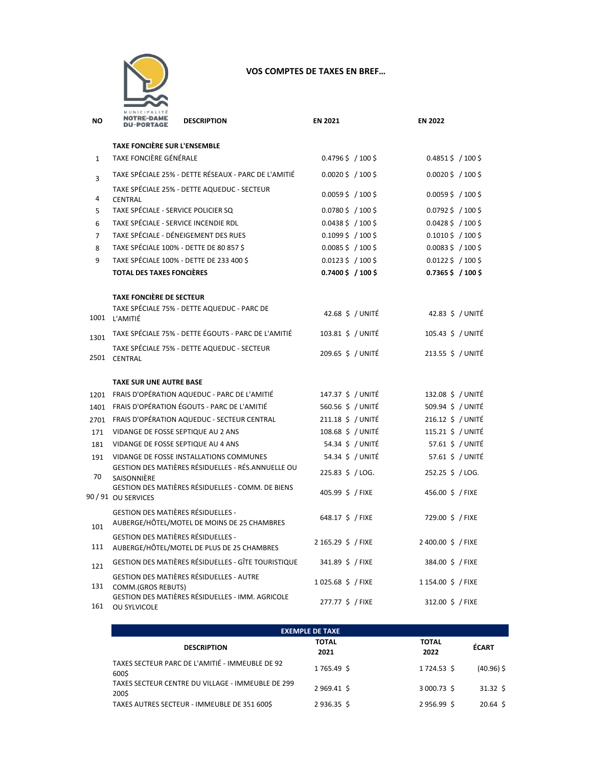MUNICIPALITÉ NOTRE-DAME DU-PORTAGE

# VOS COMPTES DE TAXES EN BREF…

| NO | DESCRIPTION | EN 2021 | EN 2022 |
|---|---|---|---|
| | **TAXE FONCIÈRE SUR L'ENSEMBLE** | | |
| 1 | TAXE FONCIÈRE GÉNÉRALE | 0.4796 $ / 100 $ | 0.4851 $ / 100 $ |
| 3 | TAXE SPÉCIALE 25% - DETTE RÉSEAUX - PARC DE L'AMITIÉ | 0.0020 $ / 100 $ | 0.0020 $ / 100 $ |
| 4 | TAXE SPÉCIALE 25% - DETTE AQUEDUC - SECTEUR CENTRAL | 0.0059 $ / 100 $ | 0.0059 $ / 100 $ |
| 5 | TAXE SPÉCIALE - SERVICE POLICIER SQ | 0.0780 $ / 100 $ | 0.0792 $ / 100 $ |
| 6 | TAXE SPÉCIALE - SERVICE INCENDIE RDL | 0.0438 $ / 100 $ | 0.0428 $ / 100 $ |
| 7 | TAXE SPÉCIALE - DÉNEIGEMENT DES RUES | 0.1099 $ / 100 $ | 0.1010 $ / 100 $ |
| 8 | TAXE SPÉCIALE 100% - DETTE DE 80 857 $ | 0.0085 $ / 100 $ | 0.0083 $ / 100 $ |
| 9 | TAXE SPÉCIALE 100% - DETTE DE 233 400 $ | 0.0123 $ / 100 $ | 0.0122 $ / 100 $ |
| | **TOTAL DES TAXES FONCIÈRES** | **0.7400 $ / 100 $** | **0.7365 $ / 100 $** |
| | **TAXE FONCIÈRE DE SECTEUR** | | |
| 1001 | TAXE SPÉCIALE 75% - DETTE AQUEDUC - PARC DE L'AMITIÉ | 42.68 $ / UNITÉ | 42.83 $ / UNITÉ |
| 1301 | TAXE SPÉCIALE 75% - DETTE ÉGOUTS - PARC DE L'AMITIÉ | 103.81 $ / UNITÉ | 105.43 $ / UNITÉ |
| 2501 | TAXE SPÉCIALE 75% - DETTE AQUEDUC - SECTEUR CENTRAL | 209.65 $ / UNITÉ | 213.55 $ / UNITÉ |
| | **TAXE SUR UNE AUTRE BASE** | | |
| 1201 | FRAIS D'OPÉRATION AQUEDUC - PARC DE L'AMITIÉ | 147.37 $ / UNITÉ | 132.08 $ / UNITÉ |
| 1401 | FRAIS D'OPÉRATION ÉGOUTS - PARC DE L'AMITIÉ | 560.56 $ / UNITÉ | 509.94 $ / UNITÉ |
| 2701 | FRAIS D'OPÉRATION AQUEDUC - SECTEUR CENTRAL | 211.18 $ / UNITÉ | 216.12 $ / UNITÉ |
| 171 | VIDANGE DE FOSSE SEPTIQUE AU 2 ANS | 108.68 $ / UNITÉ | 115.21 $ / UNITÉ |
| 181 | VIDANGE DE FOSSE SEPTIQUE AU 4 ANS | 54.34 $ / UNITÉ | 57.61 $ / UNITÉ |
| 191 | VIDANGE DE FOSSE INSTALLATIONS COMMUNES | 54.34 $ / UNITÉ | 57.61 $ / UNITÉ |
| 70 | GESTION DES MATIÈRES RÉSIDUELLES - RÉS.ANNUELLE OU SAISONNIÈRE | 225.83 $ / LOG. | 252.25 $ / LOG. |
| 90 / 91 | GESTION DES MATIÈRES RÉSIDUELLES - COMM. DE BIENS OU SERVICES | 405.99 $ / FIXE | 456.00 $ / FIXE |
| 101 | GESTION DES MATIÈRES RÉSIDUELLES - AUBERGE/HÔTEL/MOTEL DE MOINS DE 25 CHAMBRES | 648.17 $ / FIXE | 729.00 $ / FIXE |
| 111 | GESTION DES MATIÈRES RÉSIDUELLES - AUBERGE/HÔTEL/MOTEL DE PLUS DE 25 CHAMBRES | 2 165.29 $ / FIXE | 2 400.00 $ / FIXE |
| 121 | GESTION DES MATIÈRES RÉSIDUELLES - GÎTE TOURISTIQUE | 341.89 $ / FIXE | 384.00 $ / FIXE |
| 131 | GESTION DES MATIÈRES RÉSIDUELLES - AUTRE COMM.(GROS REBUTS) | 1 025.68 $ / FIXE | 1 154.00 $ / FIXE |
| 161 | GESTION DES MATIÈRES RÉSIDUELLES - IMM. AGRICOLE OU SYLVICOLE | 277.77 $ / FIXE | 312.00 $ / FIXE |

**EXEMPLE DE TAXE**

| DESCRIPTION | TOTAL 2021 | TOTAL 2022 | ÉCART |
|---|---|---|---|
| TAXES SECTEUR PARC DE L'AMITIÉ - IMMEUBLE DE 92 600$ | 1 765.49 $ | 1 724.53 $ | (40.96) $ |
| TAXES SECTEUR CENTRE DU VILLAGE - IMMEUBLE DE 299 200$ | 2 969.41 $ | 3 000.73 $ | 31.32 $ |
| TAXES AUTRES SECTEUR - IMMEUBLE DE 351 600$ | 2 936.35 $ | 2 956.99 $ | 20.64 $ |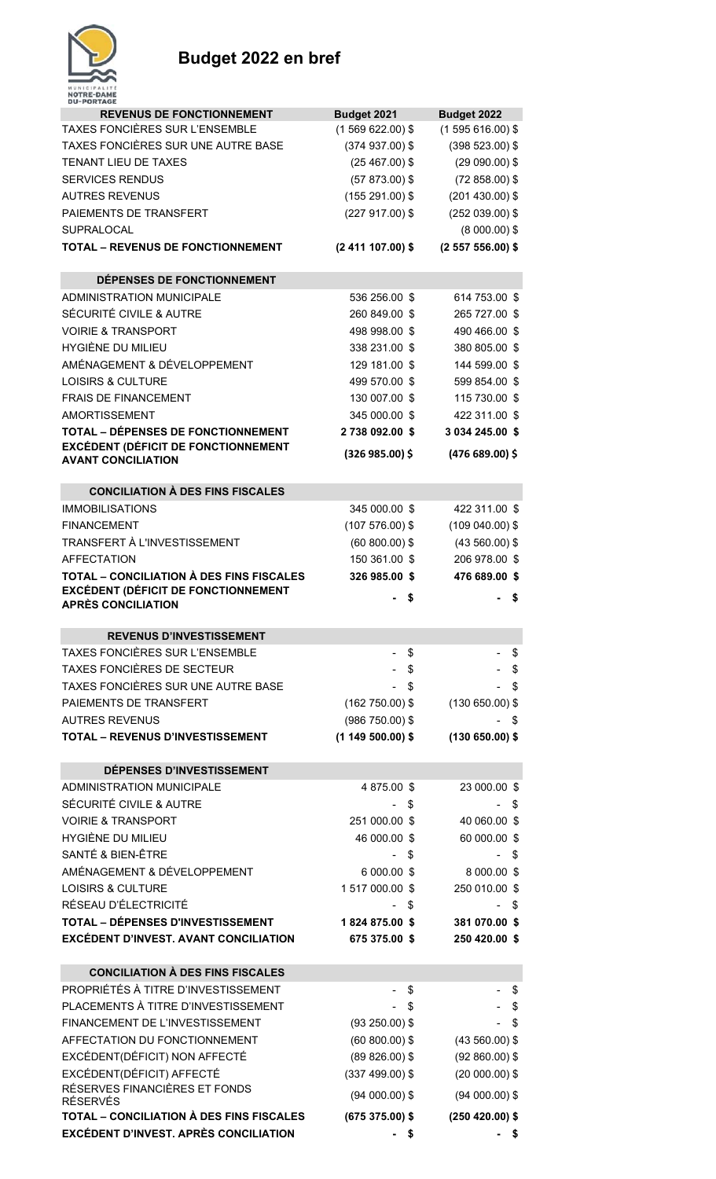# Budget 2022 en bref

| REVENUS DE FONCTIONNEMENT | Budget 2021 | Budget 2022 |
|---|---|---|
| TAXES FONCIÈRES SUR L'ENSEMBLE | (1 569 622.00) $ | (1 595 616.00) $ |
| TAXES FONCIÈRES SUR UNE AUTRE BASE | (374 937.00) $ | (398 523.00) $ |
| TENANT LIEU DE TAXES | (25 467.00) $ | (29 090.00) $ |
| SERVICES RENDUS | (57 873.00) $ | (72 858.00) $ |
| AUTRES REVENUS | (155 291.00) $ | (201 430.00) $ |
| PAIEMENTS DE TRANSFERT | (227 917.00) $ | (252 039.00) $ |
| SUPRALOCAL | | (8 000.00) $ |
| **TOTAL – REVENUS DE FONCTIONNEMENT** | **(2 411 107.00) $** | **(2 557 556.00) $** |

| DÉPENSES DE FONCTIONNEMENT | Budget 2021 | Budget 2022 |
|---|---|---|
| ADMINISTRATION MUNICIPALE | 536 256.00 $ | 614 753.00 $ |
| SÉCURITÉ CIVILE & AUTRE | 260 849.00 $ | 265 727.00 $ |
| VOIRIE & TRANSPORT | 498 998.00 $ | 490 466.00 $ |
| HYGIÈNE DU MILIEU | 338 231.00 $ | 380 805.00 $ |
| AMÉNAGEMENT & DÉVELOPPEMENT | 129 181.00 $ | 144 599.00 $ |
| LOISIRS & CULTURE | 499 570.00 $ | 599 854.00 $ |
| FRAIS DE FINANCEMENT | 130 007.00 $ | 115 730.00 $ |
| AMORTISSEMENT | 345 000.00 $ | 422 311.00 $ |
| **TOTAL – DÉPENSES DE FONCTIONNEMENT** | **2 738 092.00 $** | **3 034 245.00 $** |
| **EXCÉDENT (DÉFICIT DE FONCTIONNEMENT AVANT CONCILIATION** | **(326 985.00) $** | **(476 689.00) $** |

| CONCILIATION À DES FINS FISCALES | Budget 2021 | Budget 2022 |
|---|---|---|
| IMMOBILISATIONS | 345 000.00 $ | 422 311.00 $ |
| FINANCEMENT | (107 576.00) $ | (109 040.00) $ |
| TRANSFERT À L'INVESTISSEMENT | (60 800.00) $ | (43 560.00) $ |
| AFFECTATION | 150 361.00 $ | 206 978.00 $ |
| **TOTAL – CONCILIATION À DES FINS FISCALES** | **326 985.00 $** | **476 689.00 $** |
| **EXCÉDENT (DÉFICIT DE FONCTIONNEMENT APRÈS CONCILIATION** | **- $** | **- $** |

| REVENUS D'INVESTISSEMENT | Budget 2021 | Budget 2022 |
|---|---|---|
| TAXES FONCIÈRES SUR L'ENSEMBLE | - $ | - $ |
| TAXES FONCIÈRES DE SECTEUR | - $ | - $ |
| TAXES FONCIÈRES SUR UNE AUTRE BASE | - $ | - $ |
| PAIEMENTS DE TRANSFERT | (162 750.00) $ | (130 650.00) $ |
| AUTRES REVENUS | (986 750.00) $ | - $ |
| **TOTAL – REVENUS D'INVESTISSEMENT** | **(1 149 500.00) $** | **(130 650.00) $** |

| DÉPENSES D'INVESTISSEMENT | Budget 2021 | Budget 2022 |
|---|---|---|
| ADMINISTRATION MUNICIPALE | 4 875.00 $ | 23 000.00 $ |
| SÉCURITÉ CIVILE & AUTRE | - $ | - $ |
| VOIRIE & TRANSPORT | 251 000.00 $ | 40 060.00 $ |
| HYGIÈNE DU MILIEU | 46 000.00 $ | 60 000.00 $ |
| SANTÉ & BIEN-ÊTRE | - $ | - $ |
| AMÉNAGEMENT & DÉVELOPPEMENT | 6 000.00 $ | 8 000.00 $ |
| LOISIRS & CULTURE | 1 517 000.00 $ | 250 010.00 $ |
| RÉSEAU D'ÉLECTRICITÉ | - $ | - $ |
| **TOTAL – DÉPENSES D'INVESTISSEMENT** | **1 824 875.00 $** | **381 070.00 $** |
| **EXCÉDENT D'INVEST. AVANT CONCILIATION** | **675 375.00 $** | **250 420.00 $** |

| CONCILIATION À DES FINS FISCALES | Budget 2021 | Budget 2022 |
|---|---|---|
| PROPRIÉTÉS À TITRE D'INVESTISSEMENT | - $ | - $ |
| PLACEMENTS À TITRE D'INVESTISSEMENT | - $ | - $ |
| FINANCEMENT DE L'INVESTISSEMENT | (93 250.00) $ | - $ |
| AFFECTATION DU FONCTIONNEMENT | (60 800.00) $ | (43 560.00) $ |
| EXCÉDENT(DÉFICIT) NON AFFECTÉ | (89 826.00) $ | (92 860.00) $ |
| EXCÉDENT(DÉFICIT) AFFECTÉ | (337 499.00) $ | (20 000.00) $ |
| RÉSERVES FINANCIÈRES ET FONDS RÉSERVÉS | (94 000.00) $ | (94 000.00) $ |
| **TOTAL – CONCILIATION À DES FINS FISCALES** | **(675 375.00) $** | **(250 420.00) $** |
| **EXCÉDENT D'INVEST. APRÈS CONCILIATION** | **- $** | **- $** |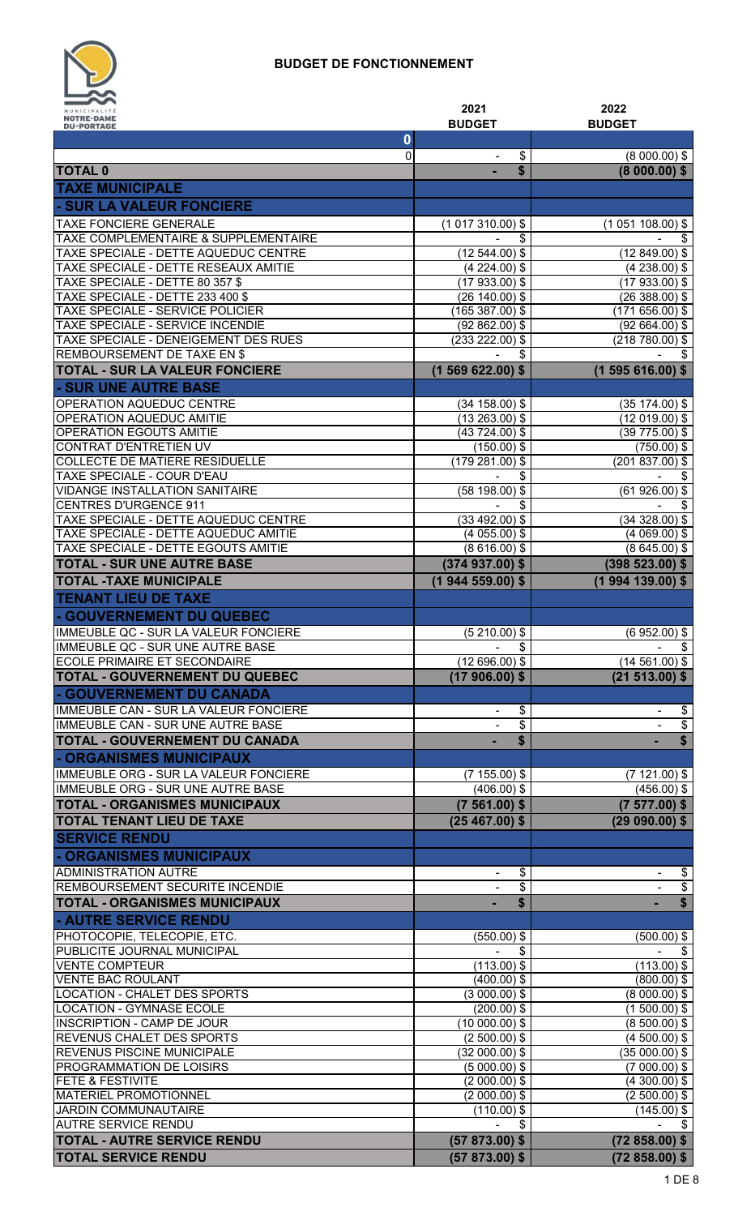# BUDGET DE FONCTIONNEMENT

MUNICIPALITÉ NOTRE-DAME-DU-PORTAGE

| | 2021 BUDGET | 2022 BUDGET |
|---|---|---|
| **0** | | |
| 0 | - $ | (8 000.00) $ |
| **TOTAL 0** | **- $** | **(8 000.00) $** |
| **TAXE MUNICIPALE** | | |
| **- SUR LA VALEUR FONCIERE** | | |
| TAXE FONCIERE GENERALE | (1 017 310.00) $ | (1 051 108.00) $ |
| TAXE COMPLEMENTAIRE & SUPPLEMENTAIRE | - $ | - $ |
| TAXE SPECIALE - DETTE AQUEDUC CENTRE | (12 544.00) $ | (12 849.00) $ |
| TAXE SPECIALE - DETTE RESEAUX AMITIE | (4 224.00) $ | (4 238.00) $ |
| TAXE SPECIALE - DETTE 80 357 $ | (17 933.00) $ | (17 933.00) $ |
| TAXE SPECIALE - DETTE 233 400 $ | (26 140.00) $ | (26 388.00) $ |
| TAXE SPECIALE - SERVICE POLICIER | (165 387.00) $ | (171 656.00) $ |
| TAXE SPECIALE - SERVICE INCENDIE | (92 862.00) $ | (92 664.00) $ |
| TAXE SPECIALE - DENEIGEMENT DES RUES | (233 222.00) $ | (218 780.00) $ |
| REMBOURSEMENT DE TAXE EN $ | - $ | - $ |
| **TOTAL - SUR LA VALEUR FONCIERE** | **(1 569 622.00) $** | **(1 595 616.00) $** |
| **- SUR UNE AUTRE BASE** | | |
| OPERATION AQUEDUC CENTRE | (34 158.00) $ | (35 174.00) $ |
| OPERATION AQUEDUC AMITIE | (13 263.00) $ | (12 019.00) $ |
| OPERATION EGOUTS AMITIE | (43 724.00) $ | (39 775.00) $ |
| CONTRAT D'ENTRETIEN UV | (150.00) $ | (750.00) $ |
| COLLECTE DE MATIERE RESIDUELLE | (179 281.00) $ | (201 837.00) $ |
| TAXE SPECIALE - COUR D'EAU | - $ | - $ |
| VIDANGE INSTALLATION SANITAIRE | (58 198.00) $ | (61 926.00) $ |
| CENTRES D'URGENCE 911 | - $ | - $ |
| TAXE SPECIALE - DETTE AQUEDUC CENTRE | (33 492.00) $ | (34 328.00) $ |
| TAXE SPECIALE - DETTE AQUEDUC AMITIE | (4 055.00) $ | (4 069.00) $ |
| TAXE SPECIALE - DETTE EGOUTS AMITIE | (8 616.00) $ | (8 645.00) $ |
| **TOTAL - SUR UNE AUTRE BASE** | **(374 937.00) $** | **(398 523.00) $** |
| **TOTAL -TAXE MUNICIPALE** | **(1 944 559.00) $** | **(1 994 139.00) $** |
| **TENANT LIEU DE TAXE** | | |
| **- GOUVERNEMENT DU QUEBEC** | | |
| IMMEUBLE QC - SUR LA VALEUR FONCIERE | (5 210.00) $ | (6 952.00) $ |
| IMMEUBLE QC - SUR UNE AUTRE BASE | - $ | - $ |
| ECOLE PRIMAIRE ET SECONDAIRE | (12 696.00) $ | (14 561.00) $ |
| **TOTAL - GOUVERNEMENT DU QUEBEC** | **(17 906.00) $** | **(21 513.00) $** |
| **- GOUVERNEMENT DU CANADA** | | |
| IMMEUBLE CAN - SUR LA VALEUR FONCIERE | - $ | - $ |
| IMMEUBLE CAN - SUR UNE AUTRE BASE | - $ | - $ |
| **TOTAL - GOUVERNEMENT DU CANADA** | **- $** | **- $** |
| **- ORGANISMES MUNICIPAUX** | | |
| IMMEUBLE ORG - SUR LA VALEUR FONCIERE | (7 155.00) $ | (7 121.00) $ |
| IMMEUBLE ORG - SUR UNE AUTRE BASE | (406.00) $ | (456.00) $ |
| **TOTAL - ORGANISMES MUNICIPAUX** | **(7 561.00) $** | **(7 577.00) $** |
| **TOTAL TENANT LIEU DE TAXE** | **(25 467.00) $** | **(29 090.00) $** |
| **SERVICE RENDU** | | |
| **- ORGANISMES MUNICIPAUX** | | |
| ADMINISTRATION AUTRE | - $ | - $ |
| REMBOURSEMENT SECURITE INCENDIE | - $ | - $ |
| **TOTAL - ORGANISMES MUNICIPAUX** | **- $** | **- $** |
| **- AUTRE SERVICE RENDU** | | |
| PHOTOCOPIE, TELECOPIE, ETC. | (550.00) $ | (500.00) $ |
| PUBLICITE JOURNAL MUNICIPAL | - $ | - $ |
| VENTE COMPTEUR | (113.00) $ | (113.00) $ |
| VENTE BAC ROULANT | (400.00) $ | (800.00) $ |
| LOCATION - CHALET DES SPORTS | (3 000.00) $ | (8 000.00) $ |
| LOCATION - GYMNASE ECOLE | (200.00) $ | (1 500.00) $ |
| INSCRIPTION - CAMP DE JOUR | (10 000.00) $ | (8 500.00) $ |
| REVENUS CHALET DES SPORTS | (2 500.00) $ | (4 500.00) $ |
| REVENUS PISCINE MUNICIPALE | (32 000.00) $ | (35 000.00) $ |
| PROGRAMMATION DE LOISIRS | (5 000.00) $ | (7 000.00) $ |
| FETE & FESTIVITE | (2 000.00) $ | (4 300.00) $ |
| MATERIEL PROMOTIONNEL | (2 000.00) $ | (2 500.00) $ |
| JARDIN COMMUNAUTAIRE | (110.00) $ | (145.00) $ |
| AUTRE SERVICE RENDU | - $ | - $ |
| **TOTAL - AUTRE SERVICE RENDU** | **(57 873.00) $** | **(72 858.00) $** |
| **TOTAL SERVICE RENDU** | **(57 873.00) $** | **(72 858.00) $** |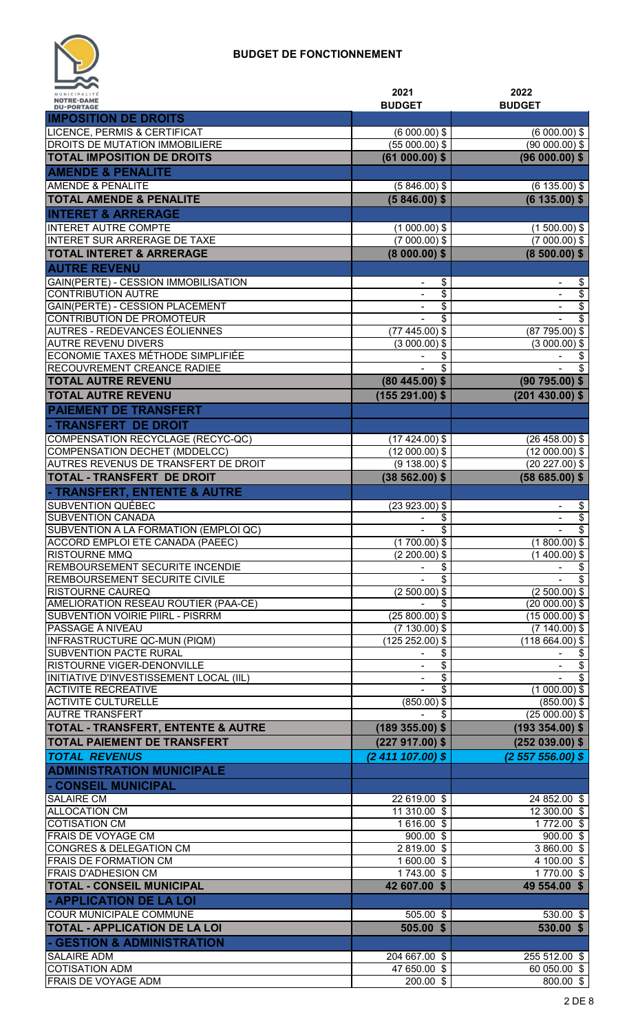# BUDGET DE FONCTIONNEMENT

| | 2021 BUDGET | 2022 BUDGET |
|---|---|---|
| **IMPOSITION DE DROITS** | | |
| LICENCE, PERMIS & CERTIFICAT | (6 000.00) $ | (6 000.00) $ |
| DROITS DE MUTATION IMMOBILIERE | (55 000.00) $ | (90 000.00) $ |
| **TOTAL IMPOSITION DE DROITS** | **(61 000.00) $** | **(96 000.00) $** |
| **AMENDE & PENALITE** | | |
| AMENDE & PENALITE | (5 846.00) $ | (6 135.00) $ |
| **TOTAL AMENDE & PENALITE** | **(5 846.00) $** | **(6 135.00) $** |
| **INTERET & ARRERAGE** | | |
| INTERET AUTRE COMPTE | (1 000.00) $ | (1 500.00) $ |
| INTERET SUR ARRERAGE DE TAXE | (7 000.00) $ | (7 000.00) $ |
| **TOTAL INTERET & ARRERAGE** | **(8 000.00) $** | **(8 500.00) $** |
| **AUTRE REVENU** | | |
| GAIN(PERTE) - CESSION IMMOBILISATION | - $ | - $ |
| CONTRIBUTION AUTRE | - $ | - $ |
| GAIN(PERTE) - CESSION PLACEMENT | - $ | - $ |
| CONTRIBUTION DE PROMOTEUR | - $ | - $ |
| AUTRES - REDEVANCES ÉOLIENNES | (77 445.00) $ | (87 795.00) $ |
| AUTRE REVENU DIVERS | (3 000.00) $ | (3 000.00) $ |
| ECONOMIE TAXES MÉTHODE SIMPLIFIÉE | - $ | - $ |
| RECOUVREMENT CREANCE RADIEE | - $ | - $ |
| **TOTAL AUTRE REVENU** | **(80 445.00) $** | **(90 795.00) $** |
| **TOTAL AUTRE REVENU** | **(155 291.00) $** | **(201 430.00) $** |
| **PAIEMENT DE TRANSFERT** | | |
| **- TRANSFERT DE DROIT** | | |
| COMPENSATION RECYCLAGE (RECYC-QC) | (17 424.00) $ | (26 458.00) $ |
| COMPENSATION DECHET (MDDELCC) | (12 000.00) $ | (12 000.00) $ |
| AUTRES REVENUS DE TRANSFERT DE DROIT | (9 138.00) $ | (20 227.00) $ |
| **TOTAL - TRANSFERT DE DROIT** | **(38 562.00) $** | **(58 685.00) $** |
| **- TRANSFERT, ENTENTE & AUTRE** | | |
| SUBVENTION QUÉBEC | (23 923.00) $ | - $ |
| SUBVENTION CANADA | - $ | - $ |
| SUBVENTION A LA FORMATION (EMPLOI QC) | - $ | - $ |
| ACCORD EMPLOI ETE CANADA (PAEEC) | (1 700.00) $ | (1 800.00) $ |
| RISTOURNE MMQ | (2 200.00) $ | (1 400.00) $ |
| REMBOURSEMENT SECURITE INCENDIE | - $ | - $ |
| REMBOURSEMENT SECURITE CIVILE | - $ | - $ |
| RISTOURNE CAUREQ | (2 500.00) $ | (2 500.00) $ |
| AMELIORATION RESEAU ROUTIER (PAA-CE) | - $ | (20 000.00) $ |
| SUBVENTION VOIRIE PIIRL - PISRRM | (25 800.00) $ | (15 000.00) $ |
| PASSAGE À NIVEAU | (7 130.00) $ | (7 140.00) $ |
| INFRASTRUCTURE QC-MUN (PIQM) | (125 252.00) $ | (118 664.00) $ |
| SUBVENTION PACTE RURAL | - $ | - $ |
| RISTOURNE VIGER-DENONVILLE | - $ | - $ |
| INITIATIVE D'INVESTISSEMENT LOCAL (IIL) | - $ | - $ |
| ACTIVITE RECREATIVE | - $ | (1 000.00) $ |
| ACTIVITE CULTURELLE | (850.00) $ | (850.00) $ |
| AUTRE TRANSFERT | - $ | (25 000.00) $ |
| **TOTAL - TRANSFERT, ENTENTE & AUTRE** | **(189 355.00) $** | **(193 354.00) $** |
| **TOTAL PAIEMENT DE TRANSFERT** | **(227 917.00) $** | **(252 039.00) $** |
| ***TOTAL REVENUS*** | ***(2 411 107.00) $*** | ***(2 557 556.00) $*** |
| **ADMINISTRATION MUNICIPALE** | | |
| **- CONSEIL MUNICIPAL** | | |
| SALAIRE CM | 22 619.00 $ | 24 852.00 $ |
| ALLOCATION CM | 11 310.00 $ | 12 300.00 $ |
| COTISATION CM | 1 616.00 $ | 1 772.00 $ |
| FRAIS DE VOYAGE CM | 900.00 $ | 900.00 $ |
| CONGRES & DELEGATION CM | 2 819.00 $ | 3 860.00 $ |
| FRAIS DE FORMATION CM | 1 600.00 $ | 4 100.00 $ |
| FRAIS D'ADHESION CM | 1 743.00 $ | 1 770.00 $ |
| **TOTAL - CONSEIL MUNICIPAL** | **42 607.00 $** | **49 554.00 $** |
| **- APPLICATION DE LA LOI** | | |
| COUR MUNICIPALE COMMUNE | 505.00 $ | 530.00 $ |
| **TOTAL - APPLICATION DE LA LOI** | **505.00 $** | **530.00 $** |
| **- GESTION & ADMINISTRATION** | | |
| SALAIRE ADM | 204 667.00 $ | 255 512.00 $ |
| COTISATION ADM | 47 650.00 $ | 60 050.00 $ |
| FRAIS DE VOYAGE ADM | 200.00 $ | 800.00 $ |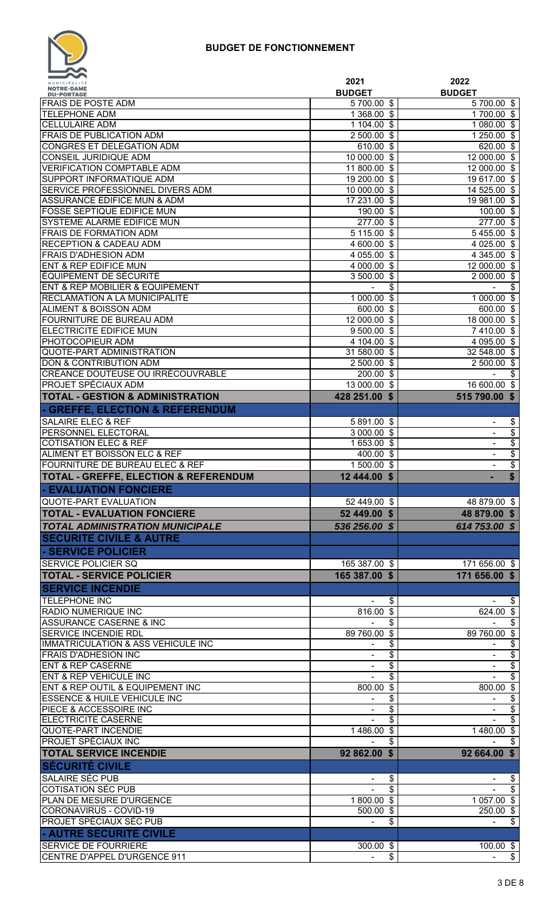# BUDGET DE FONCTIONNEMENT

MUNICIPALITÉ NOTRE-DAME-DU-PORTAGE

| | 2021 BUDGET | 2022 BUDGET |
|---|---|---|
| FRAIS DE POSTE ADM | 5 700.00 $ | 5 700.00 $ |
| TELEPHONE ADM | 1 368.00 $ | 1 700.00 $ |
| CELLULAIRE ADM | 1 104.00 $ | 1 080.00 $ |
| FRAIS DE PUBLICATION ADM | 2 500.00 $ | 1 250.00 $ |
| CONGRES ET DELEGATION ADM | 610.00 $ | 620.00 $ |
| CONSEIL JURIDIQUE ADM | 10 000.00 $ | 12 000.00 $ |
| VERIFICATION COMPTABLE ADM | 11 800.00 $ | 12 000.00 $ |
| SUPPORT INFORMATIQUE ADM | 19 200.00 $ | 19 617.00 $ |
| SERVICE PROFESSIONNEL DIVERS ADM | 10 000.00 $ | 14 525.00 $ |
| ASSURANCE EDIFICE MUN & ADM | 17 231.00 $ | 19 981.00 $ |
| FOSSE SEPTIQUE EDIFICE MUN | 190.00 $ | 100.00 $ |
| SYSTEME ALARME EDIFICE MUN | 277.00 $ | 277.00 $ |
| FRAIS DE FORMATION ADM | 5 115.00 $ | 5 455.00 $ |
| RECEPTION & CADEAU ADM | 4 600.00 $ | 4 025.00 $ |
| FRAIS D'ADHESION ADM | 4 055.00 $ | 4 345.00 $ |
| ENT & REP EDIFICE MUN | 4 000.00 $ | 12 000.00 $ |
| ÉQUIPEMENT DE SÉCURITÉ | 3 500.00 $ | 2 000.00 $ |
| ENT & REP MOBILIER & EQUIPEMENT | - $ | - $ |
| RECLAMATION A LA MUNICIPALITE | 1 000.00 $ | 1 000.00 $ |
| ALIMENT & BOISSON ADM | 600.00 $ | 600.00 $ |
| FOURNITURE DE BUREAU ADM | 12 000.00 $ | 18 000.00 $ |
| ELECTRICITE EDIFICE MUN | 9 500.00 $ | 7 410.00 $ |
| PHOTOCOPIEUR ADM | 4 104.00 $ | 4 095.00 $ |
| QUOTE-PART ADMINISTRATION | 31 580.00 $ | 32 548.00 $ |
| DON & CONTRIBUTION ADM | 2 500.00 $ | 2 500.00 $ |
| CRÉANCE DOUTEUSE OU IRRÉCOUVRABLE | 200.00 $ | - $ |
| PROJET SPÉCIAUX ADM | 13 000.00 $ | 16 600.00 $ |
| **TOTAL - GESTION & ADMINISTRATION** | **428 251.00 $** | **515 790.00 $** |
| **- GREFFE, ELECTION & REFERENDUM** | | |
| SALAIRE ELEC & REF | 5 891.00 $ | - $ |
| PERSONNEL ELECTORAL | 3 000.00 $ | - $ |
| COTISATION ELEC & REF | 1 653.00 $ | - $ |
| ALIMENT ET BOISSON ELC & REF | 400.00 $ | - $ |
| FOURNITURE DE BUREAU ELEC & REF | 1 500.00 $ | - $ |
| **TOTAL - GREFFE, ELECTION & REFERENDUM** | **12 444.00 $** | **- $** |
| **- EVALUATION FONCIERE** | | |
| QUOTE-PART EVALUATION | 52 449.00 $ | 48 879.00 $ |
| **TOTAL - EVALUATION FONCIERE** | **52 449.00 $** | **48 879.00 $** |
| ***TOTAL ADMINISTRATION MUNICIPALE*** | ***536 256.00 $*** | ***614 753.00 $*** |
| **SECURITE CIVILE & AUTRE** | | |
| **- SERVICE POLICIER** | | |
| SERVICE POLICIER SQ | 165 387.00 $ | 171 656.00 $ |
| **TOTAL - SERVICE POLICIER** | **165 387.00 $** | **171 656.00 $** |
| **SERVICE INCENDIE** | | |
| TELEPHONE INC | - $ | - $ |
| RADIO NUMERIQUE INC | 816.00 $ | 624.00 $ |
| ASSURANCE CASERNE & INC | - $ | - $ |
| SERVICE INCENDIE RDL | 89 760.00 $ | 89 760.00 $ |
| IMMATRICULATION & ASS VEHICULE INC | - $ | - $ |
| FRAIS D'ADHESION INC | - $ | - $ |
| ENT & REP CASERNE | - $ | - $ |
| ENT & REP VEHICULE INC | - $ | - $ |
| ENT & REP OUTIL & EQUIPEMENT INC | 800.00 $ | 800.00 $ |
| ESSENCE & HUILE VEHICULE INC | - $ | - $ |
| PIECE & ACCESSOIRE INC | - $ | - $ |
| ELECTRICITE CASERNE | - $ | - $ |
| QUOTE-PART INCENDIE | 1 486.00 $ | 1 480.00 $ |
| PROJET SPÉCIAUX INC | - $ | - $ |
| **TOTAL SERVICE INCENDIE** | **92 862.00 $** | **92 664.00 $** |
| **SÉCURITÉ CIVILE** | | |
| SALAIRE SÉC PUB | - $ | - $ |
| COTISATION SÉC PUB | - $ | - $ |
| PLAN DE MESURE D'URGENCE | 1 800.00 $ | 1 057.00 $ |
| CORONAVIRUS - COVID-19 | 500.00 $ | 250.00 $ |
| PROJET SPÉCIAUX SÉC PUB | - $ | - $ |
| **- AUTRE SECURITE CIVILE** | | |
| SERVICE DE FOURRIERE | 300.00 $ | 100.00 $ |
| CENTRE D'APPEL D'URGENCE 911 | - $ | - $ |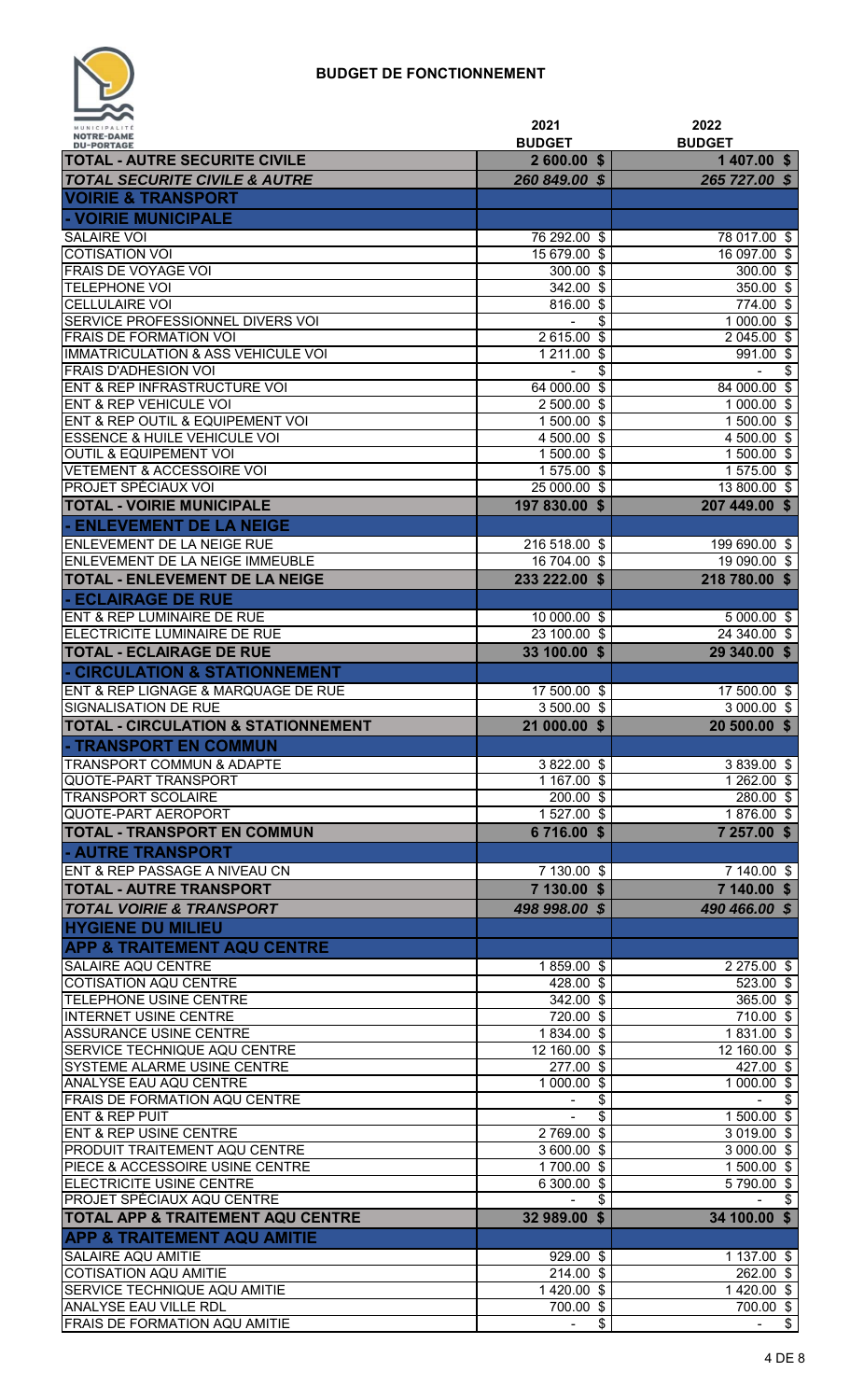# BUDGET DE FONCTIONNEMENT

MUNICIPALITÉ NOTRE-DAME DU-PORTAGE

| | 2021 BUDGET | 2022 BUDGET |
|---|---|---|
| **TOTAL - AUTRE SECURITE CIVILE** | **2 600.00 $** | **1 407.00 $** |
| ***TOTAL SECURITE CIVILE & AUTRE*** | ***260 849.00 $*** | ***265 727.00 $*** |
| **VOIRIE & TRANSPORT** | | |
| **- VOIRIE MUNICIPALE** | | |
| SALAIRE VOI | 76 292.00 $ | 78 017.00 $ |
| COTISATION VOI | 15 679.00 $ | 16 097.00 $ |
| FRAIS DE VOYAGE VOI | 300.00 $ | 300.00 $ |
| TELEPHONE VOI | 342.00 $ | 350.00 $ |
| CELLULAIRE VOI | 816.00 $ | 774.00 $ |
| SERVICE PROFESSIONNEL DIVERS VOI | - $ | 1 000.00 $ |
| FRAIS DE FORMATION VOI | 2 615.00 $ | 2 045.00 $ |
| IMMATRICULATION & ASS VEHICULE VOI | 1 211.00 $ | 991.00 $ |
| FRAIS D'ADHESION VOI | - $ | - $ |
| ENT & REP INFRASTRUCTURE VOI | 64 000.00 $ | 84 000.00 $ |
| ENT & REP VEHICULE VOI | 2 500.00 $ | 1 000.00 $ |
| ENT & REP OUTIL & EQUIPEMENT VOI | 1 500.00 $ | 1 500.00 $ |
| ESSENCE & HUILE VEHICULE VOI | 4 500.00 $ | 4 500.00 $ |
| OUTIL & EQUIPEMENT VOI | 1 500.00 $ | 1 500.00 $ |
| VETEMENT & ACCESSOIRE VOI | 1 575.00 $ | 1 575.00 $ |
| PROJET SPÉCIAUX VOI | 25 000.00 $ | 13 800.00 $ |
| **TOTAL - VOIRIE MUNICIPALE** | **197 830.00 $** | **207 449.00 $** |
| **- ENLEVEMENT DE LA NEIGE** | | |
| ENLEVEMENT DE LA NEIGE RUE | 216 518.00 $ | 199 690.00 $ |
| ENLEVEMENT DE LA NEIGE IMMEUBLE | 16 704.00 $ | 19 090.00 $ |
| **TOTAL - ENLEVEMENT DE LA NEIGE** | **233 222.00 $** | **218 780.00 $** |
| **- ECLAIRAGE DE RUE** | | |
| ENT & REP LUMINAIRE DE RUE | 10 000.00 $ | 5 000.00 $ |
| ELECTRICITE LUMINAIRE DE RUE | 23 100.00 $ | 24 340.00 $ |
| **TOTAL - ECLAIRAGE DE RUE** | **33 100.00 $** | **29 340.00 $** |
| **- CIRCULATION & STATIONNEMENT** | | |
| ENT & REP LIGNAGE & MARQUAGE DE RUE | 17 500.00 $ | 17 500.00 $ |
| SIGNALISATION DE RUE | 3 500.00 $ | 3 000.00 $ |
| **TOTAL - CIRCULATION & STATIONNEMENT** | **21 000.00 $** | **20 500.00 $** |
| **- TRANSPORT EN COMMUN** | | |
| TRANSPORT COMMUN & ADAPTE | 3 822.00 $ | 3 839.00 $ |
| QUOTE-PART TRANSPORT | 1 167.00 $ | 1 262.00 $ |
| TRANSPORT SCOLAIRE | 200.00 $ | 280.00 $ |
| QUOTE-PART AEROPORT | 1 527.00 $ | 1 876.00 $ |
| **TOTAL - TRANSPORT EN COMMUN** | **6 716.00 $** | **7 257.00 $** |
| **- AUTRE TRANSPORT** | | |
| ENT & REP PASSAGE A NIVEAU CN | 7 130.00 $ | 7 140.00 $ |
| **TOTAL - AUTRE TRANSPORT** | **7 130.00 $** | **7 140.00 $** |
| ***TOTAL VOIRIE & TRANSPORT*** | ***498 998.00 $*** | ***490 466.00 $*** |
| **HYGIENE DU MILIEU** | | |
| **APP & TRAITEMENT AQU CENTRE** | | |
| SALAIRE AQU CENTRE | 1 859.00 $ | 2 275.00 $ |
| COTISATION AQU CENTRE | 428.00 $ | 523.00 $ |
| TELEPHONE USINE CENTRE | 342.00 $ | 365.00 $ |
| INTERNET USINE CENTRE | 720.00 $ | 710.00 $ |
| ASSURANCE USINE CENTRE | 1 834.00 $ | 1 831.00 $ |
| SERVICE TECHNIQUE AQU CENTRE | 12 160.00 $ | 12 160.00 $ |
| SYSTEME ALARME USINE CENTRE | 277.00 $ | 427.00 $ |
| ANALYSE EAU AQU CENTRE | 1 000.00 $ | 1 000.00 $ |
| FRAIS DE FORMATION AQU CENTRE | - $ | - $ |
| ENT & REP PUIT | - $ | 1 500.00 $ |
| ENT & REP USINE CENTRE | 2 769.00 $ | 3 019.00 $ |
| PRODUIT TRAITEMENT AQU CENTRE | 3 600.00 $ | 3 000.00 $ |
| PIECE & ACCESSOIRE USINE CENTRE | 1 700.00 $ | 1 500.00 $ |
| ELECTRICITE USINE CENTRE | 6 300.00 $ | 5 790.00 $ |
| PROJET SPÉCIAUX AQU CENTRE | - $ | - $ |
| **TOTAL APP & TRAITEMENT AQU CENTRE** | **32 989.00 $** | **34 100.00 $** |
| **APP & TRAITEMENT AQU AMITIE** | | |
| SALAIRE AQU AMITIE | 929.00 $ | 1 137.00 $ |
| COTISATION AQU AMITIE | 214.00 $ | 262.00 $ |
| SERVICE TECHNIQUE AQU AMITIE | 1 420.00 $ | 1 420.00 $ |
| ANALYSE EAU VILLE RDL | 700.00 $ | 700.00 $ |
| FRAIS DE FORMATION AQU AMITIE | - $ | - $ |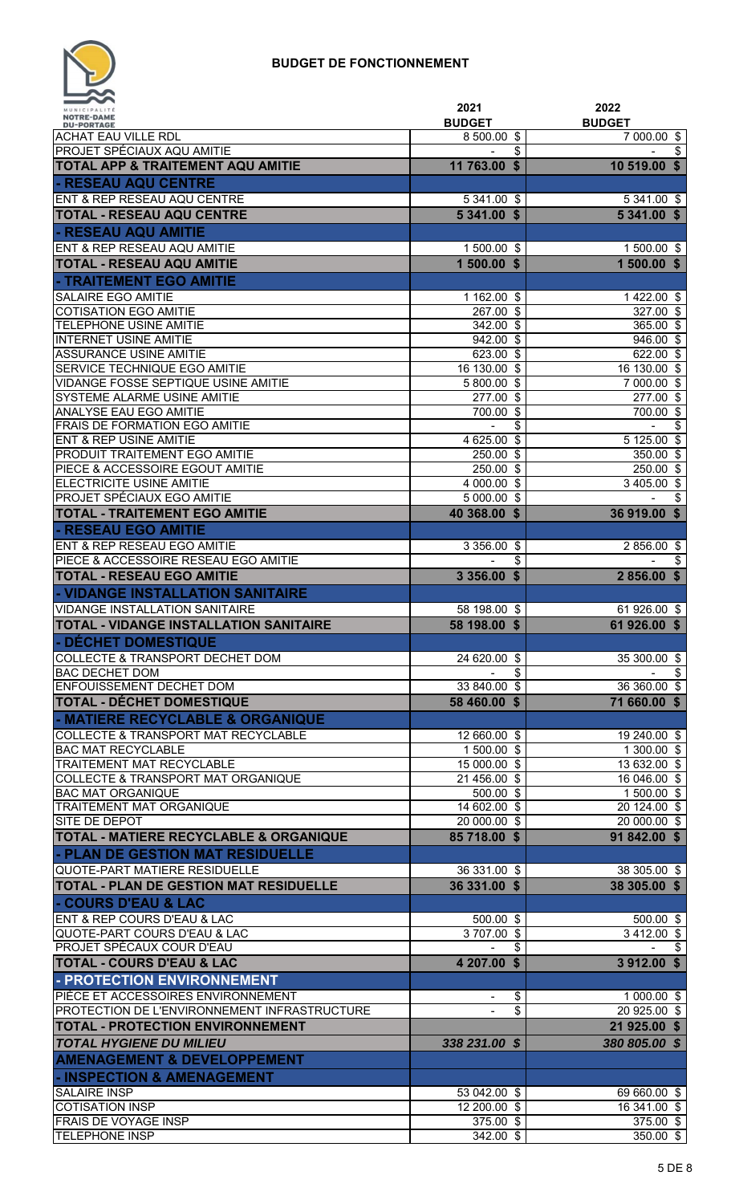# BUDGET DE FONCTIONNEMENT

| | 2021 BUDGET | 2022 BUDGET |
|---|---|---|
| ACHAT EAU VILLE RDL | 8 500.00 $ | 7 000.00 $ |
| PROJET SPÉCIAUX AQU AMITIE | - $ | - $ |
| **TOTAL APP & TRAITEMENT AQU AMITIE** | **11 763.00 $** | **10 519.00 $** |
| **- RESEAU AQU CENTRE** | | |
| ENT & REP RESEAU AQU CENTRE | 5 341.00 $ | 5 341.00 $ |
| **TOTAL - RESEAU AQU CENTRE** | **5 341.00 $** | **5 341.00 $** |
| **- RESEAU AQU AMITIE** | | |
| ENT & REP RESEAU AQU AMITIE | 1 500.00 $ | 1 500.00 $ |
| **TOTAL - RESEAU AQU AMITIE** | **1 500.00 $** | **1 500.00 $** |
| **- TRAITEMENT EGO AMITIE** | | |
| SALAIRE EGO AMITIE | 1 162.00 $ | 1 422.00 $ |
| COTISATION EGO AMITIE | 267.00 $ | 327.00 $ |
| TELEPHONE USINE AMITIE | 342.00 $ | 365.00 $ |
| INTERNET USINE AMITIE | 942.00 $ | 946.00 $ |
| ASSURANCE USINE AMITIE | 623.00 $ | 622.00 $ |
| SERVICE TECHNIQUE EGO AMITIE | 16 130.00 $ | 16 130.00 $ |
| VIDANGE FOSSE SEPTIQUE USINE AMITIE | 5 800.00 $ | 7 000.00 $ |
| SYSTEME ALARME USINE AMITIE | 277.00 $ | 277.00 $ |
| ANALYSE EAU EGO AMITIE | 700.00 $ | 700.00 $ |
| FRAIS DE FORMATION EGO AMITIE | - $ | - $ |
| ENT & REP USINE AMITIE | 4 625.00 $ | 5 125.00 $ |
| PRODUIT TRAITEMENT EGO AMITIE | 250.00 $ | 350.00 $ |
| PIECE & ACCESSOIRE EGOUT AMITIE | 250.00 $ | 250.00 $ |
| ELECTRICITE USINE AMITIE | 4 000.00 $ | 3 405.00 $ |
| PROJET SPÉCIAUX EGO AMITIE | 5 000.00 $ | - $ |
| **TOTAL - TRAITEMENT EGO AMITIE** | **40 368.00 $** | **36 919.00 $** |
| **- RESEAU EGO AMITIE** | | |
| ENT & REP RESEAU EGO AMITIE | 3 356.00 $ | 2 856.00 $ |
| PIECE & ACCESSOIRE RESEAU EGO AMITIE | - $ | - $ |
| **TOTAL - RESEAU EGO AMITIE** | **3 356.00 $** | **2 856.00 $** |
| **- VIDANGE INSTALLATION SANITAIRE** | | |
| VIDANGE INSTALLATION SANITAIRE | 58 198.00 $ | 61 926.00 $ |
| **TOTAL - VIDANGE INSTALLATION SANITAIRE** | **58 198.00 $** | **61 926.00 $** |
| **- DÉCHET DOMESTIQUE** | | |
| COLLECTE & TRANSPORT DECHET DOM | 24 620.00 $ | 35 300.00 $ |
| BAC DECHET DOM | - $ | - $ |
| ENFOUISSEMENT DECHET DOM | 33 840.00 $ | 36 360.00 $ |
| **TOTAL - DÉCHET DOMESTIQUE** | **58 460.00 $** | **71 660.00 $** |
| **- MATIERE RECYCLABLE & ORGANIQUE** | | |
| COLLECTE & TRANSPORT MAT RECYCLABLE | 12 660.00 $ | 19 240.00 $ |
| BAC MAT RECYCLABLE | 1 500.00 $ | 1 300.00 $ |
| TRAITEMENT MAT RECYCLABLE | 15 000.00 $ | 13 632.00 $ |
| COLLECTE & TRANSPORT MAT ORGANIQUE | 21 456.00 $ | 16 046.00 $ |
| BAC MAT ORGANIQUE | 500.00 $ | 1 500.00 $ |
| TRAITEMENT MAT ORGANIQUE | 14 602.00 $ | 20 124.00 $ |
| SITE DE DEPOT | 20 000.00 $ | 20 000.00 $ |
| **TOTAL - MATIERE RECYCLABLE & ORGANIQUE** | **85 718.00 $** | **91 842.00 $** |
| **- PLAN DE GESTION MAT RESIDUELLE** | | |
| QUOTE-PART MATIERE RESIDUELLE | 36 331.00 $ | 38 305.00 $ |
| **TOTAL - PLAN DE GESTION MAT RESIDUELLE** | **36 331.00 $** | **38 305.00 $** |
| **- COURS D'EAU & LAC** | | |
| ENT & REP COURS D'EAU & LAC | 500.00 $ | 500.00 $ |
| QUOTE-PART COURS D'EAU & LAC | 3 707.00 $ | 3 412.00 $ |
| PROJET SPÉCAUX COUR D'EAU | - $ | - $ |
| **TOTAL - COURS D'EAU & LAC** | **4 207.00 $** | **3 912.00 $** |
| **- PROTECTION ENVIRONNEMENT** | | |
| PIÈCE ET ACCESSOIRES ENVIRONNEMENT | - $ | 1 000.00 $ |
| PROTECTION DE L'ENVIRONNEMENT INFRASTRUCTURE | - $ | 20 925.00 $ |
| **TOTAL - PROTECTION ENVIRONNEMENT** | | **21 925.00 $** |
| ***TOTAL HYGIENE DU MILIEU*** | ***338 231.00 $*** | ***380 805.00 $*** |
| **AMENAGEMENT & DEVELOPPEMENT** | | |
| **- INSPECTION & AMENAGEMENT** | | |
| SALAIRE INSP | 53 042.00 $ | 69 660.00 $ |
| COTISATION INSP | 12 200.00 $ | 16 341.00 $ |
| FRAIS DE VOYAGE INSP | 375.00 $ | 375.00 $ |
| TELEPHONE INSP | 342.00 $ | 350.00 $ |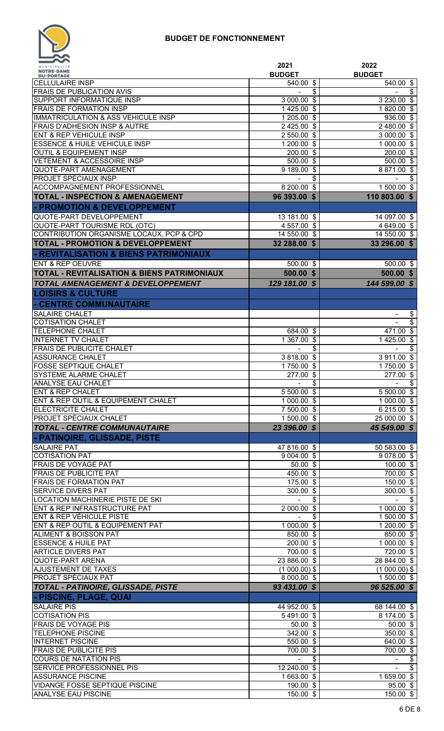# BUDGET DE FONCTIONNEMENT

| | 2021 BUDGET | 2022 BUDGET |
|---|---|---|
| CELLULAIRE INSP | 540.00 $ | 540.00 $ |
| FRAIS DE PUBLICATION AVIS | - $ | - $ |
| SUPPORT INFORMATIQUE INSP | 3 000.00 $ | 3 230.00 $ |
| FRAIS DE FORMATION INSP | 1 425.00 $ | 1 820.00 $ |
| IMMATRICULATION & ASS VEHICULE INSP | 1 205.00 $ | 936.00 $ |
| FRAIS D'ADHESION INSP & AUTRE | 2 425.00 $ | 2 480.00 $ |
| ENT & REP VEHICULE INSP | 2 550.00 $ | 3 000.00 $ |
| ESSENCE & HUILE VEHICULE INSP | 1 200.00 $ | 1 000.00 $ |
| OUTIL & EQUIPEMENT INSP | 200.00 $ | 200.00 $ |
| VETEMENT & ACCESSOIRE INSP | 500.00 $ | 500.00 $ |
| QUOTE-PART AMENAGEMENT | 9 189.00 $ | 8 871.00 $ |
| PROJET SPÉCIAUX INSP | - $ | - $ |
| ACCOMPAGNEMENT PROFESSIONNEL | 8 200.00 $ | 1 500.00 $ |
| **TOTAL - INSPECTION & AMENAGEMENT** | **96 393.00 $** | **110 803.00 $** |
| **- PROMOTION & DEVELOPPEMENT** | | |
| QUOTE-PART DEVELOPPEMENT | 13 181.00 $ | 14 097.00 $ |
| QUOTE-PART TOURISME RDL (OTC) | 4 557.00 $ | 4 649.00 $ |
| CONTRIBUTION ORGANISME LOCAUX, PCP & CPD | 14 550.00 $ | 14 550.00 $ |
| **TOTAL - PROMOTION & DEVELOPPEMENT** | **32 288.00 $** | **33 296.00 $** |
| **- REVITALISATION & BIENS PATRIMONIAUX** | | |
| ENT & REP OEUVRE | 500.00 $ | 500.00 $ |
| **TOTAL - REVITALISATION & BIENS PATRIMONIAUX** | **500.00 $** | **500.00 $** |
| ***TOTAL AMENAGEMENT & DEVELOPPEMENT*** | ***129 181.00 $*** | ***144 599.00 $*** |
| **LOISIRS & CULTURE** | | |
| **- CENTRE COMMUNAUTAIRE** | | |
| SALAIRE CHALET | | - $ |
| COTISATION CHALET | | - $ |
| TELEPHONE CHALET | 684.00 $ | 471.00 $ |
| INTERNET TV CHALET | 1 367.00 $ | 1 425.00 $ |
| FRAIS DE PUBLICITE CHALET | - $ | - $ |
| ASSURANCE CHALET | 3 818.00 $ | 3 911.00 $ |
| FOSSE SEPTIQUE CHALET | 1 750.00 $ | 1 750.00 $ |
| SYSTEME ALARME CHALET | 277.00 $ | 277.00 $ |
| ANALYSE EAU CHALET | - $ | - $ |
| ENT & REP CHALET | 5 500.00 $ | 5 500.00 $ |
| ENT & REP OUTIL & EQUIPEMENT CHALET | 1 000.00 $ | 1 000.00 $ |
| ELECTRICITE CHALET | 7 500.00 $ | 6 215.00 $ |
| PROJET SPÉCIAUX CHALET | 1 500.00 $ | 25 000.00 $ |
| ***TOTAL - CENTRE COMMUNAUTAIRE*** | ***23 396.00 $*** | ***45 549.00 $*** |
| **- PATINOIRE, GLISSADE, PISTE** | | |
| SALAIRE PAT | 47 816.00 $ | 50 583.00 $ |
| COTISATION PAT | 9 004.00 $ | 9 078.00 $ |
| FRAIS DE VOYAGE PAT | 50.00 $ | 100.00 $ |
| FRAIS DE PUBLICITE PAT | 450.00 $ | 700.00 $ |
| FRAIS DE FORMATION PAT | 175.00 $ | 150.00 $ |
| SERVICE DIVERS PAT | 300.00 $ | 300.00 $ |
| LOCATION MACHINERIE PISTE DE SKI | - $ | - $ |
| ENT & REP INFRASTRUCTURE PAT | 2 000.00 $ | 1 000.00 $ |
| ENT & REP VÉHICULE PISTE | - $ | 1 500.00 $ |
| ENT & REP OUTIL & EQUIPEMENT PAT | 1 000.00 $ | 1 200.00 $ |
| ALIMENT & BOISSON PAT | 850.00 $ | 850.00 $ |
| ESSENCE & HUILE PAT | 200.00 $ | 1 000.00 $ |
| ARTICLE DIVERS PAT | 700.00 $ | 720.00 $ |
| QUOTE-PART ARENA | 23 886.00 $ | 28 844.00 $ |
| AJUSTEMENT DE TAXES | (1 000.00) $ | (1 000.00) $ |
| PROJET SPÉCIAUX PAT | 8 000.00 $ | 1 500.00 $ |
| ***TOTAL - PATINOIRE, GLISSADE, PISTE*** | ***93 431.00 $*** | ***96 525.00 $*** |
| **- PISCINE, PLAGE, QUAI** | | |
| SALAIRE PIS | 44 952.00 $ | 68 144.00 $ |
| COTISATION PIS | 5 491.00 $ | 8 174.00 $ |
| FRAIS DE VOYAGE PIS | 50.00 $ | 50.00 $ |
| TELEPHONE PISCINE | 342.00 $ | 350.00 $ |
| INTERNET PISCINE | 550.00 $ | 640.00 $ |
| FRAIS DE PUBLICITE PIS | 700.00 $ | 700.00 $ |
| COURS DE NATATION PIS | - $ | - $ |
| SERVICE PROFESSIONNEL PIS | 12 240.00 $ | - $ |
| ASSURANCE PISCINE | 1 663.00 $ | 1 659.00 $ |
| VIDANGE FOSSE SEPTIQUE PISCINE | 190.00 $ | 95.00 $ |
| ANALYSE EAU PISCINE | 150.00 $ | 150.00 $ |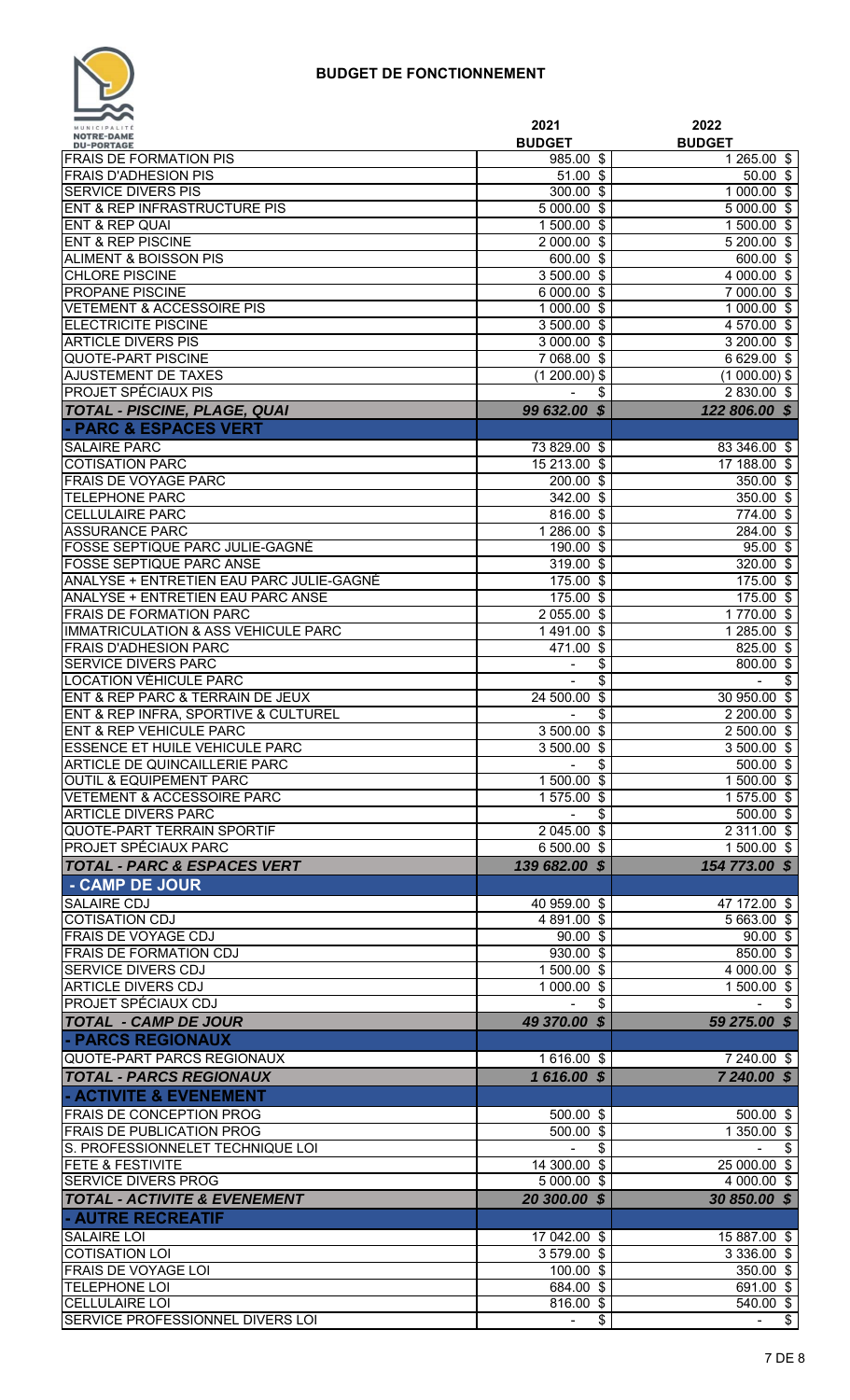# BUDGET DE FONCTIONNEMENT

| | 2021 BUDGET | 2022 BUDGET |
|---|---|---|
| FRAIS DE FORMATION PIS | 985.00 $ | 1 265.00 $ |
| FRAIS D'ADHESION PIS | 51.00 $ | 50.00 $ |
| SERVICE DIVERS PIS | 300.00 $ | 1 000.00 $ |
| ENT & REP INFRASTRUCTURE PIS | 5 000.00 $ | 5 000.00 $ |
| ENT & REP QUAI | 1 500.00 $ | 1 500.00 $ |
| ENT & REP PISCINE | 2 000.00 $ | 5 200.00 $ |
| ALIMENT & BOISSON PIS | 600.00 $ | 600.00 $ |
| CHLORE PISCINE | 3 500.00 $ | 4 000.00 $ |
| PROPANE PISCINE | 6 000.00 $ | 7 000.00 $ |
| VETEMENT & ACCESSOIRE PIS | 1 000.00 $ | 1 000.00 $ |
| ELECTRICITE PISCINE | 3 500.00 $ | 4 570.00 $ |
| ARTICLE DIVERS PIS | 3 000.00 $ | 3 200.00 $ |
| QUOTE-PART PISCINE | 7 068.00 $ | 6 629.00 $ |
| AJUSTEMENT DE TAXES | (1 200.00) $ | (1 000.00) $ |
| PROJET SPÉCIAUX PIS | - $ | 2 830.00 $ |
| ***TOTAL - PISCINE, PLAGE, QUAI*** | ***99 632.00 $*** | ***122 806.00 $*** |
| **- PARC & ESPACES VERT** | | |
| SALAIRE PARC | 73 829.00 $ | 83 346.00 $ |
| COTISATION PARC | 15 213.00 $ | 17 188.00 $ |
| FRAIS DE VOYAGE PARC | 200.00 $ | 350.00 $ |
| TELEPHONE PARC | 342.00 $ | 350.00 $ |
| CELLULAIRE PARC | 816.00 $ | 774.00 $ |
| ASSURANCE PARC | 1 286.00 $ | 284.00 $ |
| FOSSE SEPTIQUE PARC JULIE-GAGNÉ | 190.00 $ | 95.00 $ |
| FOSSE SEPTIQUE PARC ANSE | 319.00 $ | 320.00 $ |
| ANALYSE + ENTRETIEN EAU PARC JULIE-GAGNÉ | 175.00 $ | 175.00 $ |
| ANALYSE + ENTRETIEN EAU PARC ANSE | 175.00 $ | 175.00 $ |
| FRAIS DE FORMATION PARC | 2 055.00 $ | 1 770.00 $ |
| IMMATRICULATION & ASS VEHICULE PARC | 1 491.00 $ | 1 285.00 $ |
| FRAIS D'ADHESION PARC | 471.00 $ | 825.00 $ |
| SERVICE DIVERS PARC | - $ | 800.00 $ |
| LOCATION VÉHICULE PARC | - $ | - $ |
| ENT & REP PARC & TERRAIN DE JEUX | 24 500.00 $ | 30 950.00 $ |
| ENT & REP INFRA, SPORTIVE & CULTUREL | - $ | 2 200.00 $ |
| ENT & REP VEHICULE PARC | 3 500.00 $ | 2 500.00 $ |
| ESSENCE ET HUILE VEHICULE PARC | 3 500.00 $ | 3 500.00 $ |
| ARTICLE DE QUINCAILLERIE PARC | - $ | 500.00 $ |
| OUTIL & EQUIPEMENT PARC | 1 500.00 $ | 1 500.00 $ |
| VETEMENT & ACCESSOIRE PARC | 1 575.00 $ | 1 575.00 $ |
| ARTICLE DIVERS PARC | - $ | 500.00 $ |
| QUOTE-PART TERRAIN SPORTIF | 2 045.00 $ | 2 311.00 $ |
| PROJET SPÉCIAUX PARC | 6 500.00 $ | 1 500.00 $ |
| ***TOTAL - PARC & ESPACES VERT*** | ***139 682.00 $*** | ***154 773.00 $*** |
| **- CAMP DE JOUR** | | |
| SALAIRE CDJ | 40 959.00 $ | 47 172.00 $ |
| COTISATION CDJ | 4 891.00 $ | 5 663.00 $ |
| FRAIS DE VOYAGE CDJ | 90.00 $ | 90.00 $ |
| FRAIS DE FORMATION CDJ | 930.00 $ | 850.00 $ |
| SERVICE DIVERS CDJ | 1 500.00 $ | 4 000.00 $ |
| ARTICLE DIVERS CDJ | 1 000.00 $ | 1 500.00 $ |
| PROJET SPÉCIAUX CDJ | - $ | - $ |
| ***TOTAL - CAMP DE JOUR*** | ***49 370.00 $*** | ***59 275.00 $*** |
| **- PARCS REGIONAUX** | | |
| QUOTE-PART PARCS REGIONAUX | 1 616.00 $ | 7 240.00 $ |
| ***TOTAL - PARCS REGIONAUX*** | ***1 616.00 $*** | ***7 240.00 $*** |
| **- ACTIVITE & EVENEMENT** | | |
| FRAIS DE CONCEPTION PROG | 500.00 $ | 500.00 $ |
| FRAIS DE PUBLICATION PROG | 500.00 $ | 1 350.00 $ |
| S. PROFESSIONNELET TECHNIQUE LOI | - $ | - $ |
| FETE & FESTIVITE | 14 300.00 $ | 25 000.00 $ |
| SERVICE DIVERS PROG | 5 000.00 $ | 4 000.00 $ |
| ***TOTAL - ACTIVITE & EVENEMENT*** | ***20 300.00 $*** | ***30 850.00 $*** |
| **- AUTRE RECREATIF** | | |
| SALAIRE LOI | 17 042.00 $ | 15 887.00 $ |
| COTISATION LOI | 3 579.00 $ | 3 336.00 $ |
| FRAIS DE VOYAGE LOI | 100.00 $ | 350.00 $ |
| TELEPHONE LOI | 684.00 $ | 691.00 $ |
| CELLULAIRE LOI | 816.00 $ | 540.00 $ |
| SERVICE PROFESSIONNEL DIVERS LOI | - $ | - $ |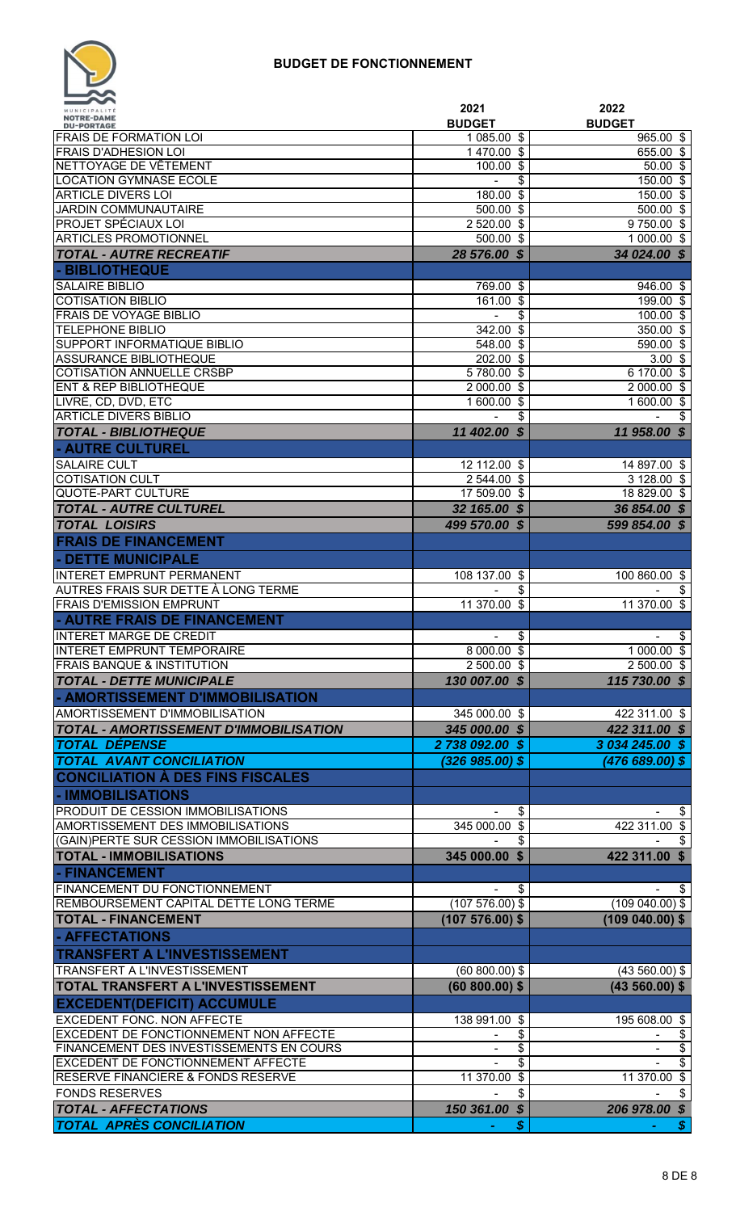# BUDGET DE FONCTIONNEMENT

MUNICIPALITÉ NOTRE-DAME DU-PORTAGE

| | 2021 BUDGET | 2022 BUDGET |
|---|---|---|
| FRAIS DE FORMATION LOI | 1 085.00 $ | 965.00 $ |
| FRAIS D'ADHESION LOI | 1 470.00 $ | 655.00 $ |
| NETTOYAGE DE VÊTEMENT | 100.00 $ | 50.00 $ |
| LOCATION GYMNASE ECOLE | - $ | 150.00 $ |
| ARTICLE DIVERS LOI | 180.00 $ | 150.00 $ |
| JARDIN COMMUNAUTAIRE | 500.00 $ | 500.00 $ |
| PROJET SPÉCIAUX LOI | 2 520.00 $ | 9 750.00 $ |
| ARTICLES PROMOTIONNEL | 500.00 $ | 1 000.00 $ |
| ***TOTAL - AUTRE RECREATIF*** | ***28 576.00 $*** | ***34 024.00 $*** |
| **- BIBLIOTHEQUE** | | |
| SALAIRE BIBLIO | 769.00 $ | 946.00 $ |
| COTISATION BIBLIO | 161.00 $ | 199.00 $ |
| FRAIS DE VOYAGE BIBLIO | - $ | 100.00 $ |
| TELEPHONE BIBLIO | 342.00 $ | 350.00 $ |
| SUPPORT INFORMATIQUE BIBLIO | 548.00 $ | 590.00 $ |
| ASSURANCE BIBLIOTHEQUE | 202.00 $ | 3.00 $ |
| COTISATION ANNUELLE CRSBP | 5 780.00 $ | 6 170.00 $ |
| ENT & REP BIBLIOTHEQUE | 2 000.00 $ | 2 000.00 $ |
| LIVRE, CD, DVD, ETC | 1 600.00 $ | 1 600.00 $ |
| ARTICLE DIVERS BIBLIO | - $ | - $ |
| ***TOTAL - BIBLIOTHEQUE*** | ***11 402.00 $*** | ***11 958.00 $*** |
| **- AUTRE CULTUREL** | | |
| SALAIRE CULT | 12 112.00 $ | 14 897.00 $ |
| COTISATION CULT | 2 544.00 $ | 3 128.00 $ |
| QUOTE-PART CULTURE | 17 509.00 $ | 18 829.00 $ |
| ***TOTAL - AUTRE CULTUREL*** | ***32 165.00 $*** | ***36 854.00 $*** |
| ***TOTAL LOISIRS*** | ***499 570.00 $*** | ***599 854.00 $*** |
| **FRAIS DE FINANCEMENT** | | |
| **- DETTE MUNICIPALE** | | |
| INTERET EMPRUNT PERMANENT | 108 137.00 $ | 100 860.00 $ |
| AUTRES FRAIS SUR DETTE À LONG TERME | - $ | - $ |
| FRAIS D'EMISSION EMPRUNT | 11 370.00 $ | 11 370.00 $ |
| **- AUTRE FRAIS DE FINANCEMENT** | | |
| INTERET MARGE DE CREDIT | - $ | - $ |
| INTERET EMPRUNT TEMPORAIRE | 8 000.00 $ | 1 000.00 $ |
| FRAIS BANQUE & INSTITUTION | 2 500.00 $ | 2 500.00 $ |
| ***TOTAL - DETTE MUNICIPALE*** | ***130 007.00 $*** | ***115 730.00 $*** |
| **- AMORTISSEMENT D'IMMOBILISATION** | | |
| AMORTISSEMENT D'IMMOBILISATION | 345 000.00 $ | 422 311.00 $ |
| ***TOTAL - AMORTISSEMENT D'IMMOBILISATION*** | ***345 000.00 $*** | ***422 311.00 $*** |
| ***TOTAL DÉPENSE*** | ***2 738 092.00 $*** | ***3 034 245.00 $*** |
| ***TOTAL AVANT CONCILIATION*** | ***(326 985.00) $*** | ***(476 689.00) $*** |
| **CONCILIATION À DES FINS FISCALES** | | |
| **- IMMOBILISATIONS** | | |
| PRODUIT DE CESSION IMMOBILISATIONS | - $ | - $ |
| AMORTISSEMENT DES IMMOBILISATIONS | 345 000.00 $ | 422 311.00 $ |
| (GAIN)PERTE SUR CESSION IMMOBILISATIONS | - $ | - $ |
| **TOTAL - IMMOBILISATIONS** | **345 000.00 $** | **422 311.00 $** |
| **- FINANCEMENT** | | |
| FINANCEMENT DU FONCTIONNEMENT | - $ | - $ |
| REMBOURSEMENT CAPITAL DETTE LONG TERME | (107 576.00) $ | (109 040.00) $ |
| **TOTAL - FINANCEMENT** | **(107 576.00) $** | **(109 040.00) $** |
| **- AFFECTATIONS** | | |
| **TRANSFERT A L'INVESTISSEMENT** | | |
| TRANSFERT A L'INVESTISSEMENT | (60 800.00) $ | (43 560.00) $ |
| **TOTAL TRANSFERT A L'INVESTISSEMENT** | **(60 800.00) $** | **(43 560.00) $** |
| **EXCEDENT(DEFICIT) ACCUMULE** | | |
| EXCEDENT FONC. NON AFFECTE | 138 991.00 $ | 195 608.00 $ |
| EXCEDENT DE FONCTIONNEMENT NON AFFECTE | - $ | - $ |
| FINANCEMENT DES INVESTISSEMENTS EN COURS | - $ | - $ |
| EXCEDENT DE FONCTIONNEMENT AFFECTE | - $ | - $ |
| RESERVE FINANCIERE & FONDS RESERVE | 11 370.00 $ | 11 370.00 $ |
| FONDS RESERVES | - $ | - $ |
| ***TOTAL - AFFECTATIONS*** | ***150 361.00 $*** | ***206 978.00 $*** |
| ***TOTAL APRÈS CONCILIATION*** | ***- $*** | ***- $*** |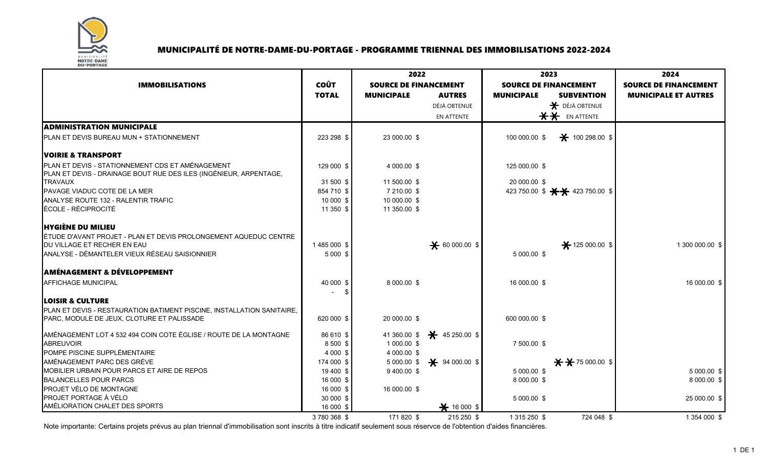# MUNICIPALITÉ DE NOTRE-DAME-DU-PORTAGE - PROGRAMME TRIENNAL DES IMMOBILISATIONS 2022-2024

| IMMOBILISATIONS | COÛT TOTAL | 2022 SOURCE DE FINANCEMENT MUNICIPALE | 2022 SOURCE DE FINANCEMENT AUTRES (* DÉJÀ OBTENUE / ** EN ATTENTE) | 2023 SOURCE DE FINANCEMENT MUNICIPALE | 2023 SOURCE DE FINANCEMENT SUBVENTION (* DÉJÀ OBTENUE / ** EN ATTENTE) | 2024 SOURCE DE FINANCEMENT MUNICIPALE ET AUTRES |
|---|---|---|---|---|---|---|
| **ADMINISTRATION MUNICIPALE** | | | | | | |
| PLAN ET DEVIS BUREAU MUN + STATIONNEMENT | 223 298 $ | 23 000.00 $ | | 100 000.00 $ | * 100 298.00 $ | |
| **VOIRIE & TRANSPORT** | | | | | | |
| PLAN ET DEVIS - STATIONNEMENT CDS ET AMÉNAGEMENT | 129 000 $ | 4 000.00 $ | | 125 000.00 $ | | |
| PLAN ET DEVIS - DRAINAGE BOUT RUE DES ILES (INGÉNIEUR, ARPENTAGE, TRAVAUX | 31 500 $ | 11 500.00 $ | | 20 000.00 $ | | |
| PAVAGE VIADUC COTE DE LA MER | 854 710 $ | 7 210.00 $ | | 423 750.00 $ | ** 423 750.00 $ | |
| ANALYSE ROUTE 132 - RALENTIR TRAFIC | 10 000 $ | 10 000.00 $ | | | | |
| ÉCOLE - RÉCIPROCITÉ | 11 350 $ | 11 350.00 $ | | | | |
| **HYGIÈNE DU MILIEU** | | | | | | |
| ÉTUDE D'AVANT PROJET - PLAN ET DEVIS PROLONGEMENT AQUEDUC CENTRE DU VILLAGE ET RECHER EN EAU | 1 485 000 $ | | * 60 000.00 $ | | * 125 000.00 $ | 1 300 000.00 $ |
| ANALYSE - DÉMANTELER VIEUX RÉSEAU SAISIONNIER | 5 000 $ | | | 5 000.00 $ | | |
| **AMÉNAGEMENT & DÉVELOPPEMENT** | | | | | | |
| AFFICHAGE MUNICIPAL | 40 000 $ | 8 000.00 $ | | 16 000.00 $ | | 16 000.00 $ |
| | - $ | | | | | |
| **LOISIR & CULTURE** | | | | | | |
| PLAN ET DEVIS - RESTAURATION BATIMENT PISCINE, INSTALLATION SANITAIRE, PARC, MODULE DE JEUX, CLOTURE ET PALISSADE | 620 000 $ | 20 000.00 $ | | 600 000.00 $ | | |
| AMÉNAGEMENT LOT 4 532 494 COIN COTE ÉGLISE / ROUTE DE LA MONTAGNE | 86 610 $ | 41 360.00 $ | * 45 250.00 $ | | | |
| ABREUVOIR | 8 500 $ | 1 000.00 $ | | 7 500.00 $ | | |
| POMPE PISCINE SUPPLÉMENTAIRE | 4 000 $ | 4 000.00 $ | | | | |
| AMÉNAGEMENT PARC DES GRÈVE | 174 000 $ | 5 000.00 $ | * 94 000.00 $ | | ** 75 000.00 $ | |
| MOBILIER URBAIN POUR PARCS ET AIRE DE REPOS | 19 400 $ | 9 400.00 $ | | 5 000.00 $ | | 5 000.00 $ |
| BALANCELLES POUR PARCS | 16 000 $ | | | 8 000.00 $ | | 8 000.00 $ |
| PROJET VÉLO DE MONTAGNE | 16 000 $ | 16 000.00 $ | | | | |
| PROJET PORTAGE À VÉLO | 30 000 $ | | | 5 000.00 $ | | 25 000.00 $ |
| AMÉLIORATION CHALET DES SPORTS | 16 000 $ | | * 16 000 $ | | | |
| | 3 780 368 $ | 171 820 $ | 215 250 $ | 1 315 250 $ | 724 048 $ | 1 354 000 $ |

Note importante: Certains projets prévus au plan triennal d'immobilisation sont inscrits à titre indicatif seulement sous réservce de l'obtention d'aides financières.